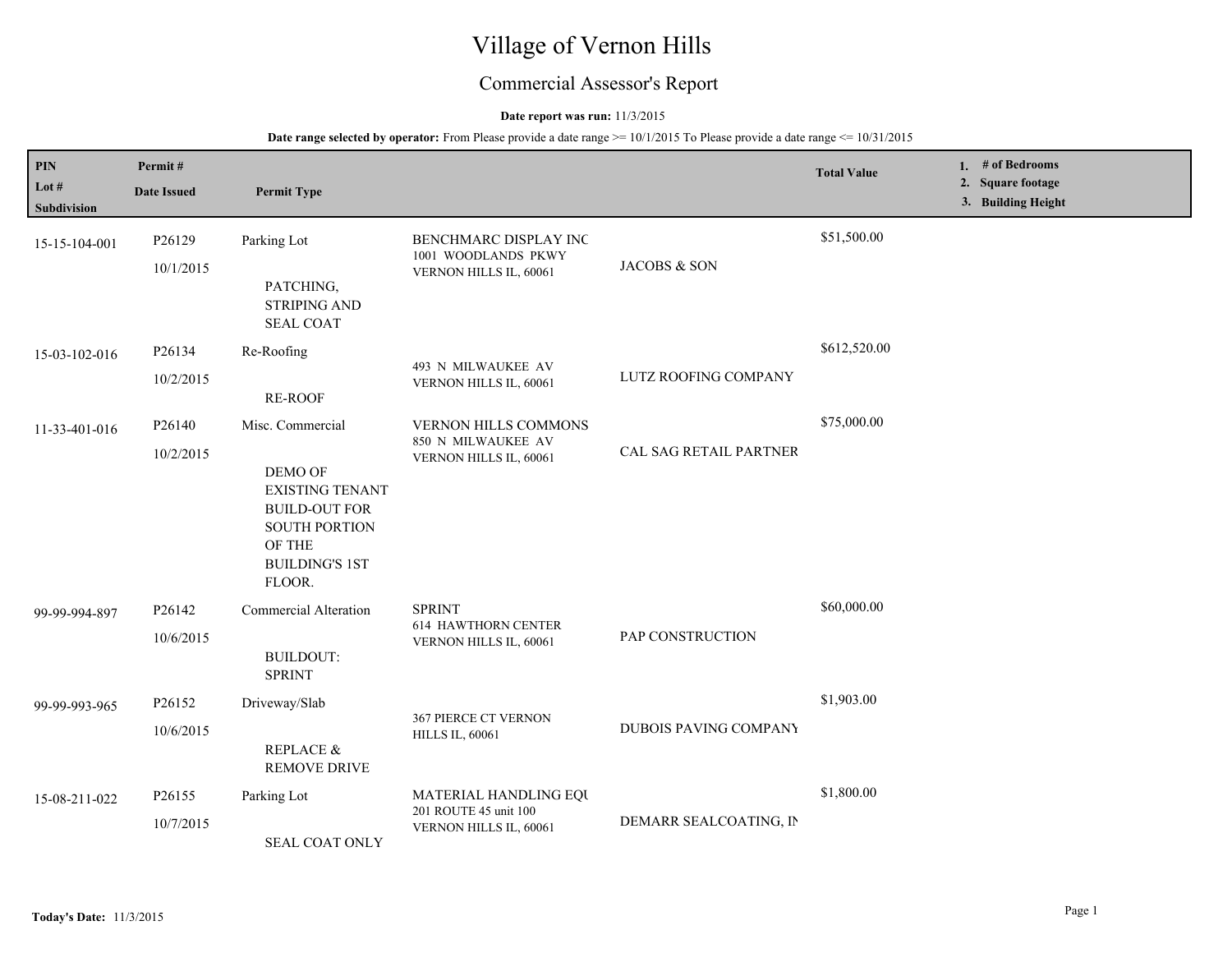# Village of Vernon Hills

## Commercial Assessor's Report

**Date report was run:** 11/3/2015

**Date range selected by operator:** From Please provide a date range >= 10/1/2015 To Please provide a date range <= 10/31/2015

| PIN / Lot # / Subdivision | Permit # / Date Issued | Permit Type | | | Total Value | 1. # of Bedrooms 2. Square footage 3. Building Height |
|---|---|---|---|---|---|---|
| 15-15-104-001 | P26129 10/1/2015 | Parking Lot<br>PATCHING, STRIPING AND SEAL COAT | BENCHMARC DISPLAY INC<br>1001 WOODLANDS PKWY<br>VERNON HILLS IL, 60061 | JACOBS & SON | $51,500.00 | |
| 15-03-102-016 | P26134 10/2/2015 | Re-Roofing<br>RE-ROOF | 493 N MILWAUKEE AV<br>VERNON HILLS IL, 60061 | LUTZ ROOFING COMPANY | $612,520.00 | |
| 11-33-401-016 | P26140 10/2/2015 | Misc. Commercial<br>DEMO OF EXISTING TENANT BUILD-OUT FOR SOUTH PORTION OF THE BUILDING'S 1ST FLOOR. | VERNON HILLS COMMONS<br>850 N MILWAUKEE AV<br>VERNON HILLS IL, 60061 | CAL SAG RETAIL PARTNER | $75,000.00 | |
| 99-99-994-897 | P26142 10/6/2015 | Commercial Alteration<br>BUILDOUT: SPRINT | SPRINT<br>614 HAWTHORN CENTER<br>VERNON HILLS IL, 60061 | PAP CONSTRUCTION | $60,000.00 | |
| 99-99-993-965 | P26152 10/6/2015 | Driveway/Slab<br>REPLACE & REMOVE DRIVE | 367 PIERCE CT VERNON HILLS IL, 60061 | DUBOIS PAVING COMPANY | $1,903.00 | |
| 15-08-211-022 | P26155 10/7/2015 | Parking Lot<br>SEAL COAT ONLY | MATERIAL HANDLING EQU<br>201 ROUTE 45 unit 100<br>VERNON HILLS IL, 60061 | DEMARR SEALCOATING, IN | $1,800.00 | |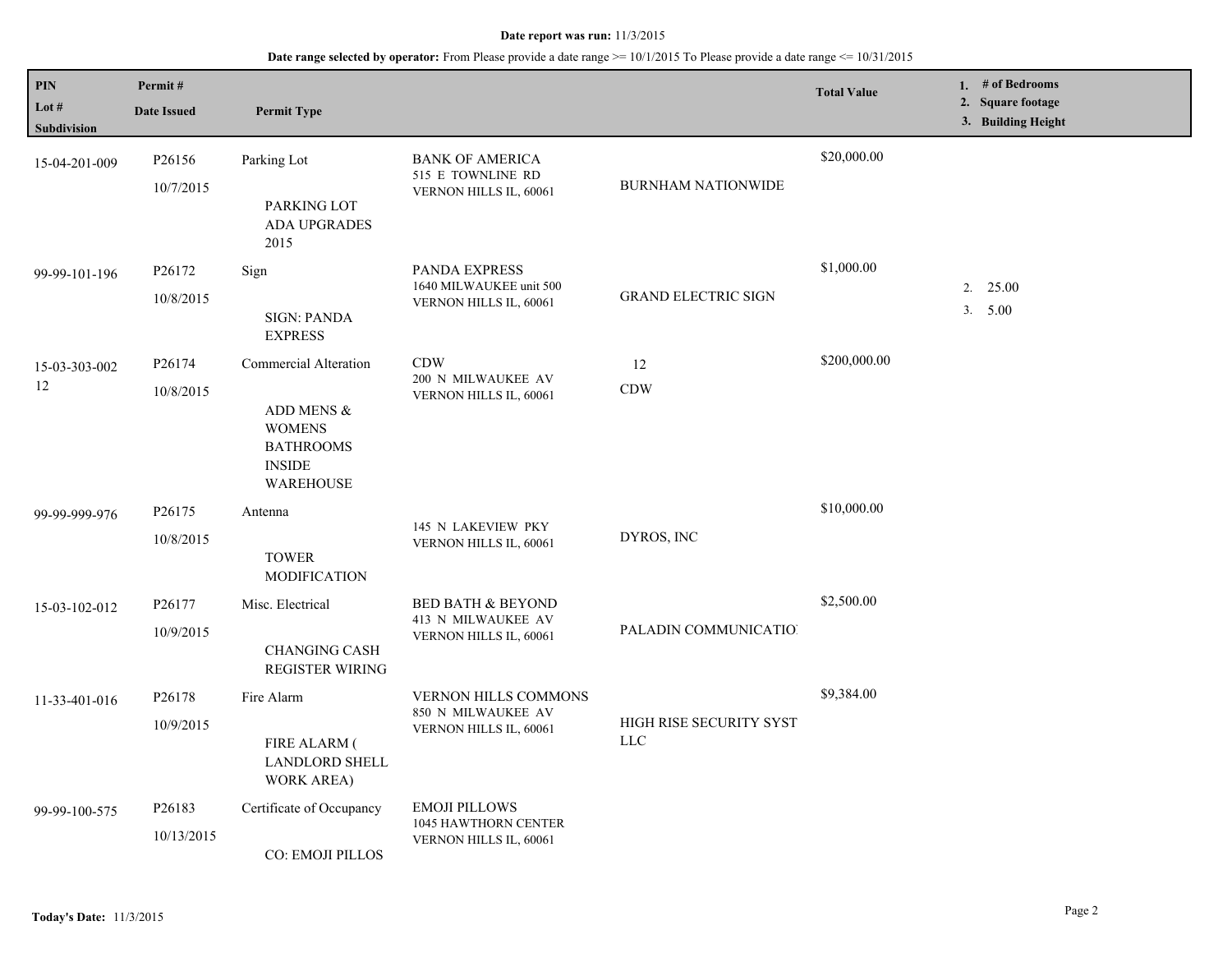**Date report was run:** 11/3/2015

**Date range selected by operator:** From Please provide a date range >= 10/1/2015 To Please provide a date range <= 10/31/2015

| PIN / Lot # / Subdivision | Permit # / Date Issued | Permit Type | | | Total Value | 1. # of Bedrooms 2. Square footage 3. Building Height |
|---|---|---|---|---|---|---|
| 15-04-201-009 | P26156<br>10/7/2015 | Parking Lot<br><br>PARKING LOT ADA UPGRADES 2015 | BANK OF AMERICA<br>515 E TOWNLINE RD<br>VERNON HILLS IL, 60061 | BURNHAM NATIONWIDE | $20,000.00 | |
| 99-99-101-196 | P26172<br>10/8/2015 | Sign<br><br>SIGN: PANDA EXPRESS | PANDA EXPRESS<br>1640 MILWAUKEE unit 500<br>VERNON HILLS IL, 60061 | GRAND ELECTRIC SIGN | $1,000.00 | 2. 25.00<br>3. 5.00 |
| 15-03-303-002<br>12 | P26174<br>10/8/2015 | Commercial Alteration<br><br>ADD MENS & WOMENS BATHROOMS INSIDE WAREHOUSE | CDW<br>200 N MILWAUKEE AV<br>VERNON HILLS IL, 60061 | 12<br>CDW | $200,000.00 | |
| 99-99-999-976 | P26175<br>10/8/2015 | Antenna<br><br>TOWER MODIFICATION | 145 N LAKEVIEW PKY<br>VERNON HILLS IL, 60061 | DYROS, INC | $10,000.00 | |
| 15-03-102-012 | P26177<br>10/9/2015 | Misc. Electrical<br><br>CHANGING CASH REGISTER WIRING | BED BATH & BEYOND<br>413 N MILWAUKEE AV<br>VERNON HILLS IL, 60061 | PALADIN COMMUNICATIO | $2,500.00 | |
| 11-33-401-016 | P26178<br>10/9/2015 | Fire Alarm<br><br>FIRE ALARM ( LANDLORD SHELL WORK AREA) | VERNON HILLS COMMONS<br>850 N MILWAUKEE AV<br>VERNON HILLS IL, 60061 | HIGH RISE SECURITY SYST LLC | $9,384.00 | |
| 99-99-100-575 | P26183<br>10/13/2015 | Certificate of Occupancy<br><br>CO: EMOJI PILLOS | EMOJI PILLOWS<br>1045 HAWTHORN CENTER<br>VERNON HILLS IL, 60061 | | | |

**Today's Date:** 11/3/2015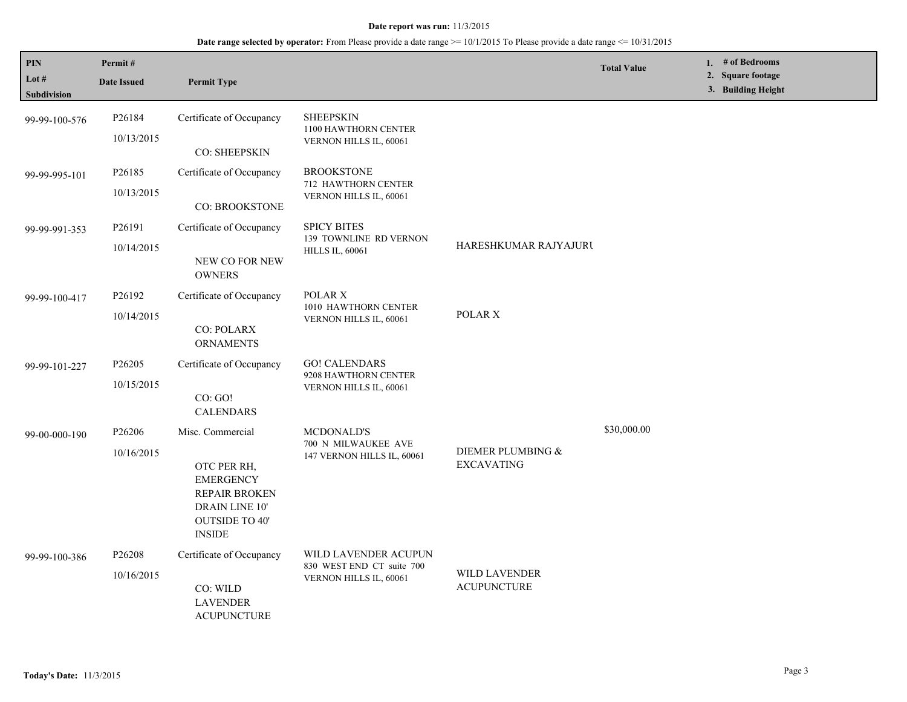**Date report was run:** 11/3/2015

**Date range selected by operator:** From Please provide a date range >= 10/1/2015 To Please provide a date range <= 10/31/2015

| PIN / Lot # / Subdivision | Permit # / Date Issued | Permit Type | | | Total Value | 1. # of Bedrooms 2. Square footage 3. Building Height |
|---|---|---|---|---|---|---|
| 99-99-100-576 | P26184 10/13/2015 | Certificate of Occupancy CO: SHEEPSKIN | SHEEPSKIN 1100 HAWTHORN CENTER VERNON HILLS IL, 60061 | | | |
| 99-99-995-101 | P26185 10/13/2015 | Certificate of Occupancy CO: BROOKSTONE | BROOKSTONE 712 HAWTHORN CENTER VERNON HILLS IL, 60061 | | | |
| 99-99-991-353 | P26191 10/14/2015 | Certificate of Occupancy NEW CO FOR NEW OWNERS | SPICY BITES 139 TOWNLINE RD VERNON HILLS IL, 60061 | HARESHKUMAR RAJYAJURU | | |
| 99-99-100-417 | P26192 10/14/2015 | Certificate of Occupancy CO: POLARX ORNAMENTS | POLAR X 1010 HAWTHORN CENTER VERNON HILLS IL, 60061 | POLAR X | | |
| 99-99-101-227 | P26205 10/15/2015 | Certificate of Occupancy CO: GO! CALENDARS | GO! CALENDARS 9208 HAWTHORN CENTER VERNON HILLS IL, 60061 | | | |
| 99-00-000-190 | P26206 10/16/2015 | Misc. Commercial OTC PER RH, EMERGENCY REPAIR BROKEN DRAIN LINE 10' OUTSIDE TO 40' INSIDE | MCDONALD'S 700 N MILWAUKEE AVE 147 VERNON HILLS IL, 60061 | DIEMER PLUMBING & EXCAVATING | $30,000.00 | |
| 99-99-100-386 | P26208 10/16/2015 | Certificate of Occupancy CO: WILD LAVENDER ACUPUNCTURE | WILD LAVENDER ACUPUN 830 WEST END CT suite 700 VERNON HILLS IL, 60061 | WILD LAVENDER ACUPUNCTURE | | |

**Today's Date:** 11/3/2015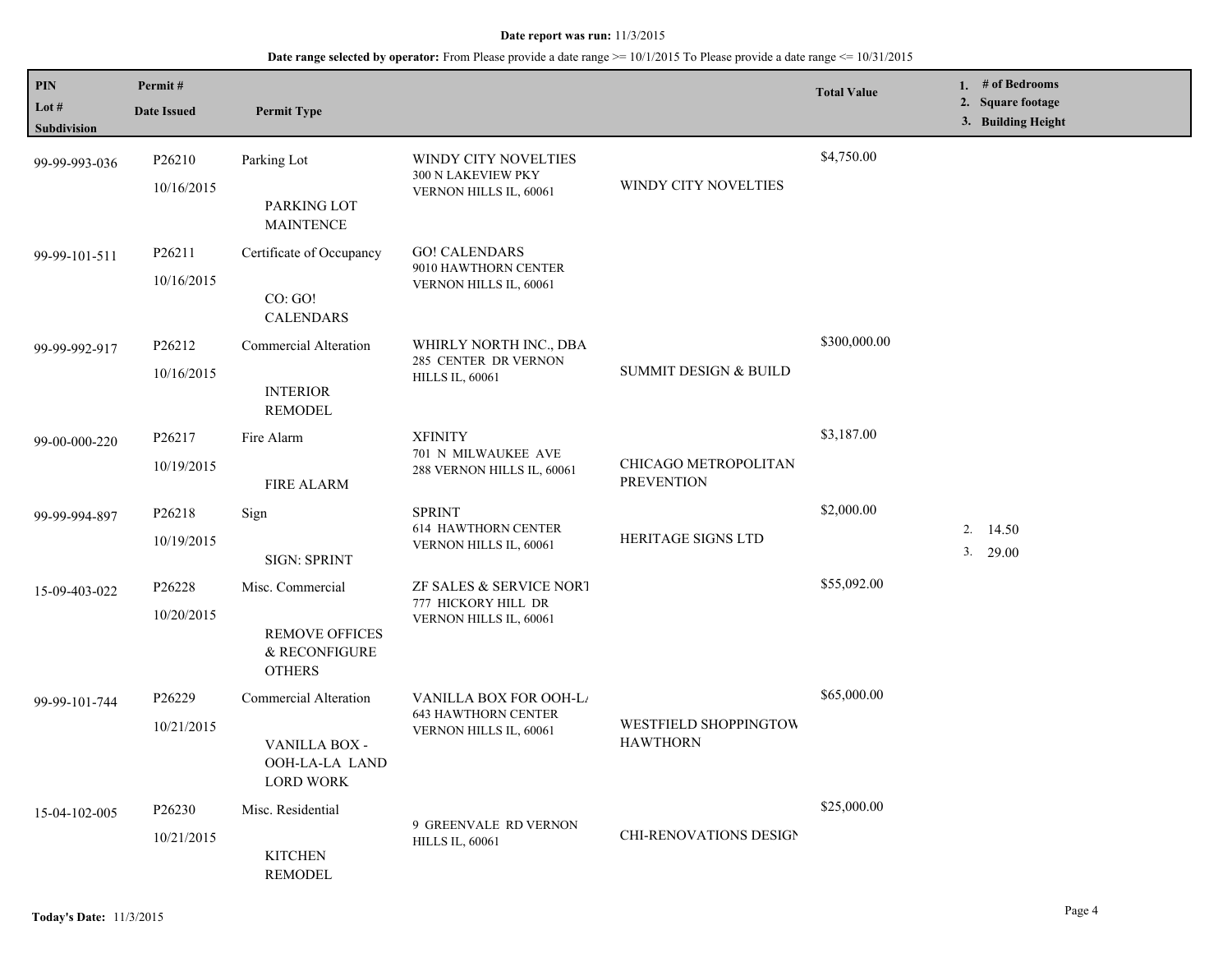**Date report was run:** 11/3/2015

**Date range selected by operator:** From Please provide a date range >= 10/1/2015 To Please provide a date range <= 10/31/2015

| PIN / Lot # / Subdivision | Permit # / Date Issued | Permit Type | | | Total Value | 1. # of Bedrooms 2. Square footage 3. Building Height |
|---|---|---|---|---|---|---|
| 99-99-993-036 | P26210 10/16/2015 | Parking Lot PARKING LOT MAINTENCE | WINDY CITY NOVELTIES 300 N LAKEVIEW PKY VERNON HILLS IL, 60061 | WINDY CITY NOVELTIES | $4,750.00 | |
| 99-99-101-511 | P26211 10/16/2015 | Certificate of Occupancy CO: GO! CALENDARS | GO! CALENDARS 9010 HAWTHORN CENTER VERNON HILLS IL, 60061 | | | |
| 99-99-992-917 | P26212 10/16/2015 | Commercial Alteration INTERIOR REMODEL | WHIRLY NORTH INC., DBA 285 CENTER DR VERNON HILLS IL, 60061 | SUMMIT DESIGN & BUILD | $300,000.00 | |
| 99-00-000-220 | P26217 10/19/2015 | Fire Alarm FIRE ALARM | XFINITY 701 N MILWAUKEE AVE 288 VERNON HILLS IL, 60061 | CHICAGO METROPOLITAN PREVENTION | $3,187.00 | |
| 99-99-994-897 | P26218 10/19/2015 | Sign SIGN: SPRINT | SPRINT 614 HAWTHORN CENTER VERNON HILLS IL, 60061 | HERITAGE SIGNS LTD | $2,000.00 | 2. 14.50 3. 29.00 |
| 15-09-403-022 | P26228 10/20/2015 | Misc. Commercial REMOVE OFFICES & RECONFIGURE OTHERS | ZF SALES & SERVICE NORT 777 HICKORY HILL DR VERNON HILLS IL, 60061 | | $55,092.00 | |
| 99-99-101-744 | P26229 10/21/2015 | Commercial Alteration VANILLA BOX - OOH-LA-LA LAND LORD WORK | VANILLA BOX FOR OOH-L/ 643 HAWTHORN CENTER VERNON HILLS IL, 60061 | WESTFIELD SHOPPINGTOW HAWTHORN | $65,000.00 | |
| 15-04-102-005 | P26230 10/21/2015 | Misc. Residential KITCHEN REMODEL | 9 GREENVALE RD VERNON HILLS IL, 60061 | CHI-RENOVATIONS DESIGN | $25,000.00 | |

**Today's Date:** 11/3/2015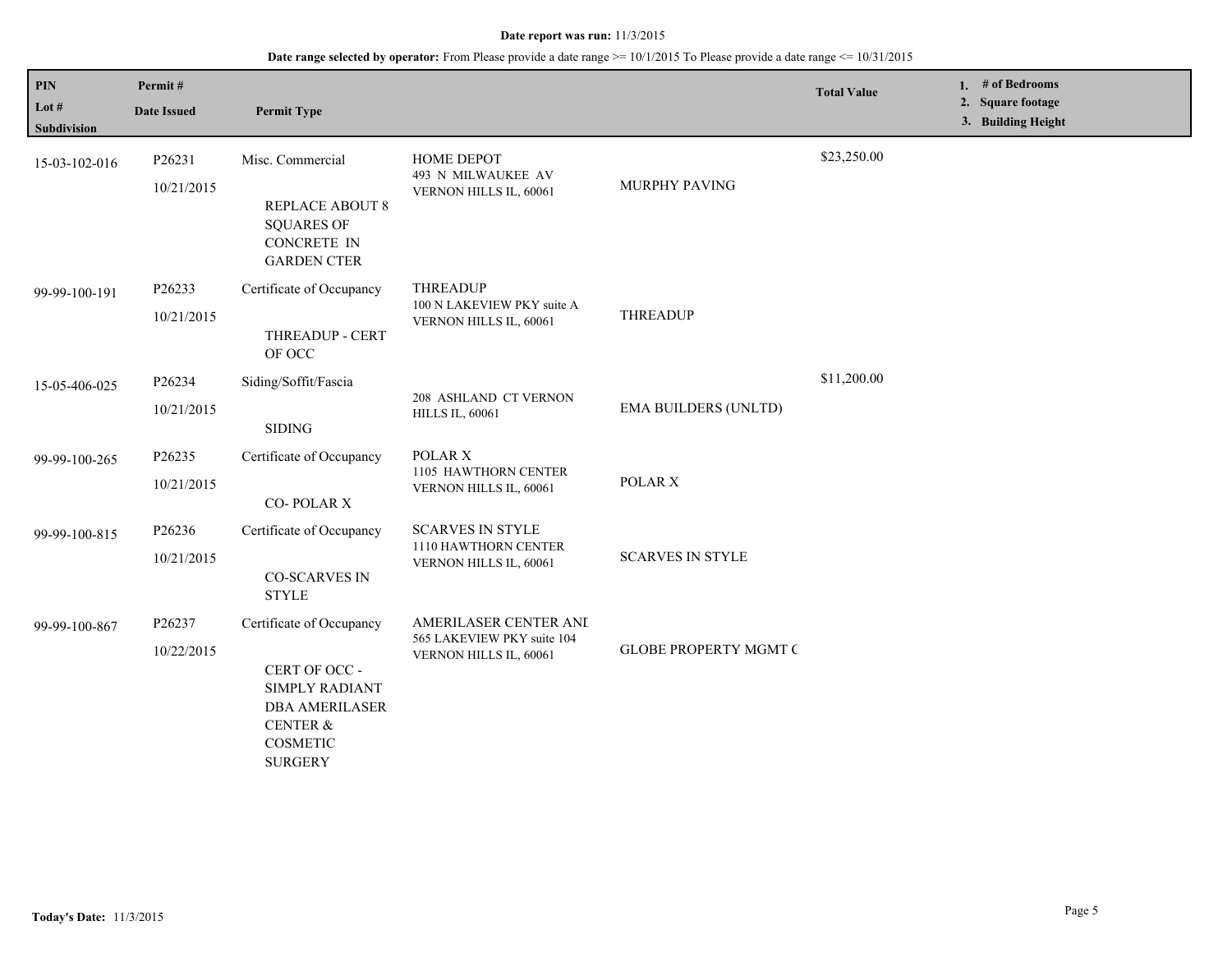**Date report was run:** 11/3/2015

**Date range selected by operator:** From Please provide a date range >= 10/1/2015 To Please provide a date range <= 10/31/2015

| PIN / Lot # / Subdivision | Permit # / Date Issued | Permit Type | | | Total Value | 1. # of Bedrooms 2. Square footage 3. Building Height |
|---|---|---|---|---|---|---|
| 15-03-102-016 | P26231 10/21/2015 | Misc. Commercial REPLACE ABOUT 8 SQUARES OF CONCRETE IN GARDEN CTER | HOME DEPOT 493 N MILWAUKEE AV VERNON HILLS IL, 60061 | MURPHY PAVING | $23,250.00 | |
| 99-99-100-191 | P26233 10/21/2015 | Certificate of Occupancy THREADUP - CERT OF OCC | THREADUP 100 N LAKEVIEW PKY suite A VERNON HILLS IL, 60061 | THREADUP | | |
| 15-05-406-025 | P26234 10/21/2015 | Siding/Soffit/Fascia SIDING | 208 ASHLAND CT VERNON HILLS IL, 60061 | EMA BUILDERS (UNLTD) | $11,200.00 | |
| 99-99-100-265 | P26235 10/21/2015 | Certificate of Occupancy CO- POLAR X | POLAR X 1105 HAWTHORN CENTER VERNON HILLS IL, 60061 | POLAR X | | |
| 99-99-100-815 | P26236 10/21/2015 | Certificate of Occupancy CO-SCARVES IN STYLE | SCARVES IN STYLE 1110 HAWTHORN CENTER VERNON HILLS IL, 60061 | SCARVES IN STYLE | | |
| 99-99-100-867 | P26237 10/22/2015 | Certificate of Occupancy CERT OF OCC - SIMPLY RADIANT DBA AMERILASER CENTER & COSMETIC SURGERY | AMERILASER CENTER ANI 565 LAKEVIEW PKY suite 104 VERNON HILLS IL, 60061 | GLOBE PROPERTY MGMT C | | |

**Today's Date:** 11/3/2015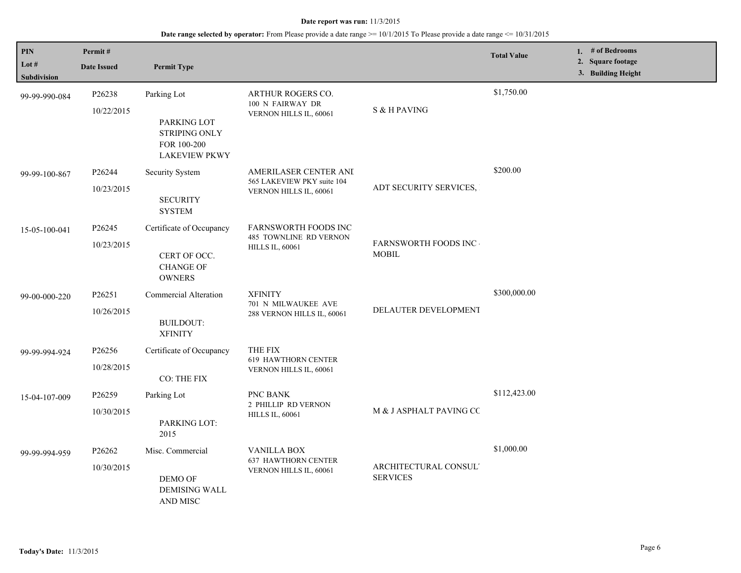**Date report was run:** 11/3/2015

**Date range selected by operator:** From Please provide a date range >= 10/1/2015 To Please provide a date range <= 10/31/2015

| PIN<br>Lot #<br>Subdivision | Permit #<br>Date Issued | Permit Type | | | Total Value | 1. # of Bedrooms<br>2. Square footage<br>3. Building Height |
|---|---|---|---|---|---|---|
| 99-99-990-084 | P26238<br>10/22/2015 | Parking Lot<br><br>PARKING LOT STRIPING ONLY FOR 100-200 LAKEVIEW PKWY | ARTHUR ROGERS CO.<br>100 N FAIRWAY DR<br>VERNON HILLS IL, 60061 | S & H PAVING | $1,750.00 | |
| 99-99-100-867 | P26244<br>10/23/2015 | Security System<br><br>SECURITY SYSTEM | AMERILASER CENTER ANI<br>565 LAKEVIEW PKY suite 104<br>VERNON HILLS IL, 60061 | ADT SECURITY SERVICES, | $200.00 | |
| 15-05-100-041 | P26245<br>10/23/2015 | Certificate of Occupancy<br><br>CERT OF OCC. CHANGE OF OWNERS | FARNSWORTH FOODS INC<br>485 TOWNLINE RD VERNON HILLS IL, 60061 | FARNSWORTH FOODS INC - MOBIL | | |
| 99-00-000-220 | P26251<br>10/26/2015 | Commercial Alteration<br><br>BUILDOUT: XFINITY | XFINITY<br>701 N MILWAUKEE AVE<br>288 VERNON HILLS IL, 60061 | DELAUTER DEVELOPMENT | $300,000.00 | |
| 99-99-994-924 | P26256<br>10/28/2015 | Certificate of Occupancy<br><br>CO: THE FIX | THE FIX<br>619 HAWTHORN CENTER<br>VERNON HILLS IL, 60061 | | | |
| 15-04-107-009 | P26259<br>10/30/2015 | Parking Lot<br><br>PARKING LOT: 2015 | PNC BANK<br>2 PHILLIP RD VERNON HILLS IL, 60061 | M & J ASPHALT PAVING CC | $112,423.00 | |
| 99-99-994-959 | P26262<br>10/30/2015 | Misc. Commercial<br><br>DEMO OF DEMISING WALL AND MISC | VANILLA BOX<br>637 HAWTHORN CENTER<br>VERNON HILLS IL, 60061 | ARCHITECTURAL CONSUL SERVICES | $1,000.00 | |

**Today's Date:** 11/3/2015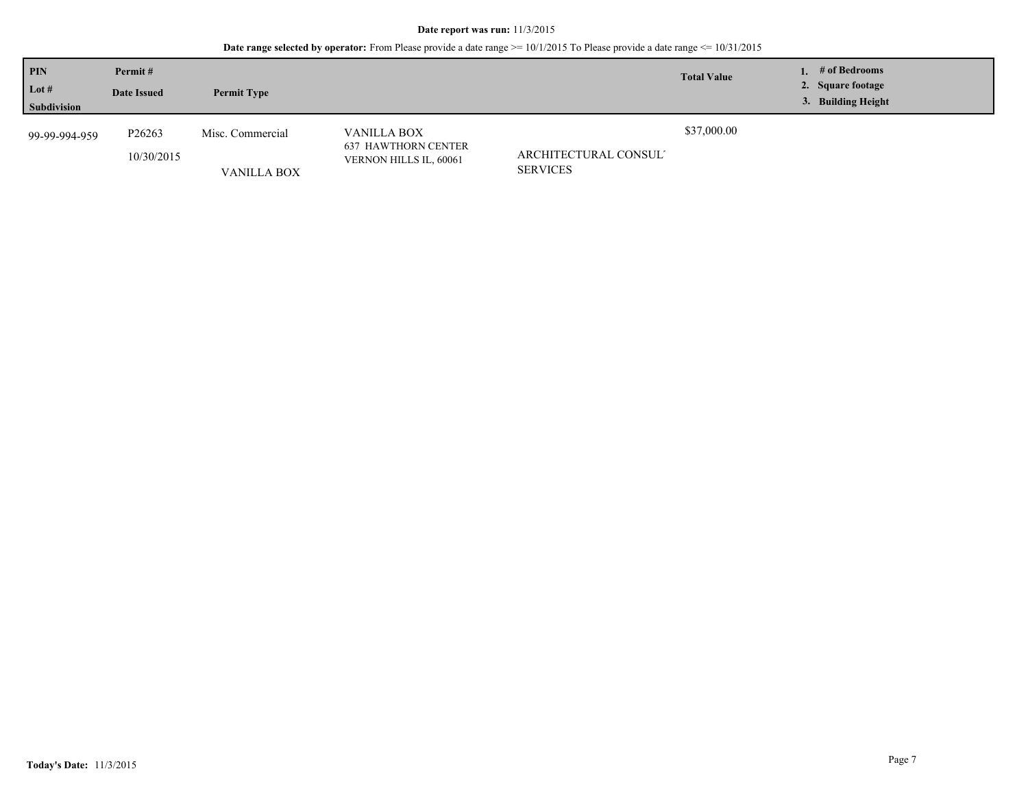**Date report was run:** 11/3/2015

**Date range selected by operator:** From Please provide a date range >= 10/1/2015 To Please provide a date range <= 10/31/2015

| PIN<br>Lot #<br>Subdivision | Permit #<br>Date Issued | Permit Type | | | Total Value | 1. # of Bedrooms<br>2. Square footage<br>3. Building Height |
|---|---|---|---|---|---|---|
| 99-99-994-959 | P26263<br>10/30/2015 | Misc. Commercial<br>VANILLA BOX | VANILLA BOX<br>637 HAWTHORN CENTER<br>VERNON HILLS IL, 60061 | ARCHITECTURAL CONSUL'<br>SERVICES | $37,000.00 | |

**Today's Date:** 11/3/2015